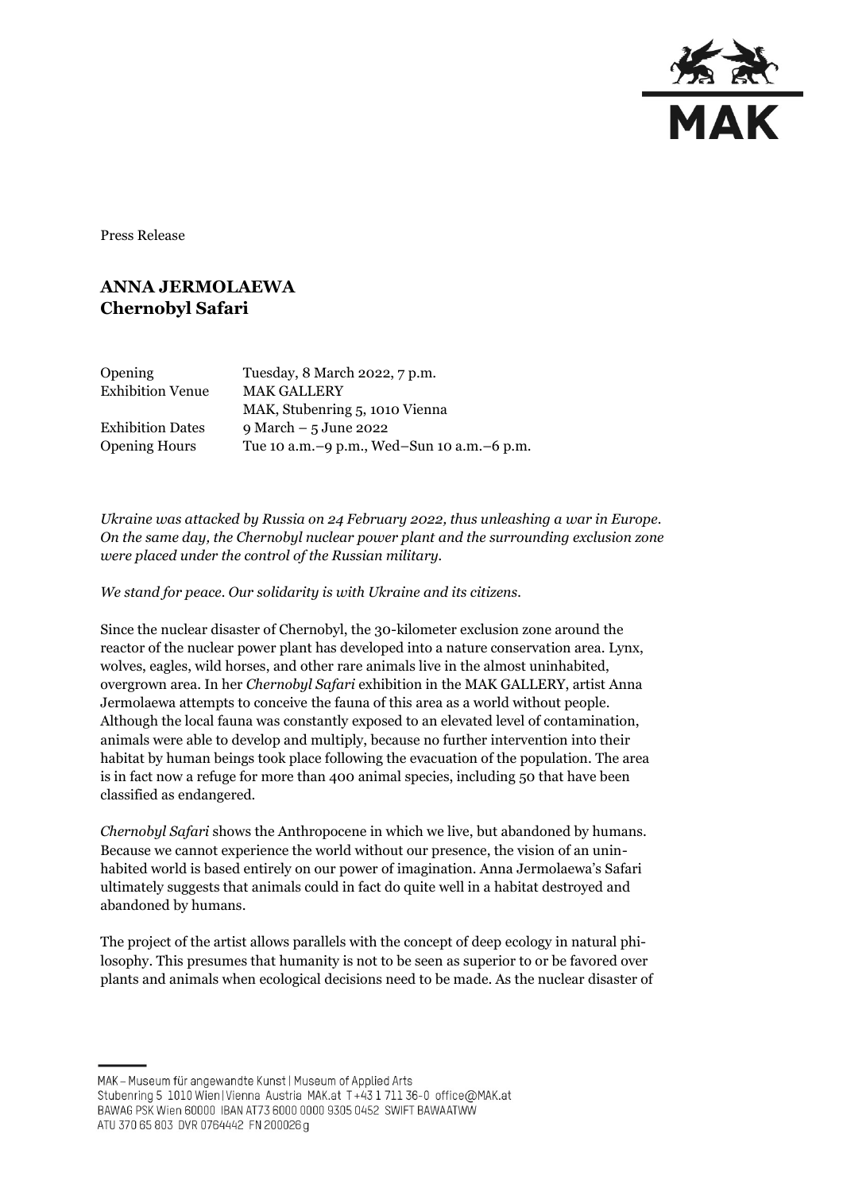Press Release

# ANNA JERMOLAEWA
# Chernobyl Safari

| | |
|---|---|
| Opening | Tuesday, 8 March 2022, 7 p.m. |
| Exhibition Venue | MAK GALLERY |
| | MAK, Stubenring 5, 1010 Vienna |
| Exhibition Dates | 9 March – 5 June 2022 |
| Opening Hours | Tue 10 a.m.–9 p.m., Wed–Sun 10 a.m.–6 p.m. |

*Ukraine was attacked by Russia on 24 February 2022, thus unleashing a war in Europe. On the same day, the Chernobyl nuclear power plant and the surrounding exclusion zone were placed under the control of the Russian military.*

*We stand for peace. Our solidarity is with Ukraine and its citizens.*

Since the nuclear disaster of Chernobyl, the 30-kilometer exclusion zone around the reactor of the nuclear power plant has developed into a nature conservation area. Lynx, wolves, eagles, wild horses, and other rare animals live in the almost uninhabited, overgrown area. In her *Chernobyl Safari* exhibition in the MAK GALLERY, artist Anna Jermolaewa attempts to conceive the fauna of this area as a world without people. Although the local fauna was constantly exposed to an elevated level of contamination, animals were able to develop and multiply, because no further intervention into their habitat by human beings took place following the evacuation of the population. The area is in fact now a refuge for more than 400 animal species, including 50 that have been classified as endangered.

*Chernobyl Safari* shows the Anthropocene in which we live, but abandoned by humans. Because we cannot experience the world without our presence, the vision of an uninhabited world is based entirely on our power of imagination. Anna Jermolaewa's Safari ultimately suggests that animals could in fact do quite well in a habitat destroyed and abandoned by humans.

The project of the artist allows parallels with the concept of deep ecology in natural philosophy. This presumes that humanity is not to be seen as superior to or be favored over plants and animals when ecological decisions need to be made. As the nuclear disaster of

MAK – Museum für angewandte Kunst | Museum of Applied Arts
Stubenring 5 1010 Wien | Vienna Austria MAK.at T +43 1 711 36-0 office@MAK.at
BAWAG PSK Wien 60000 IBAN AT73 6000 0000 9305 0452 SWIFT BAWAATWW
ATU 370 65 803 DVR 0764442 FN 200026 g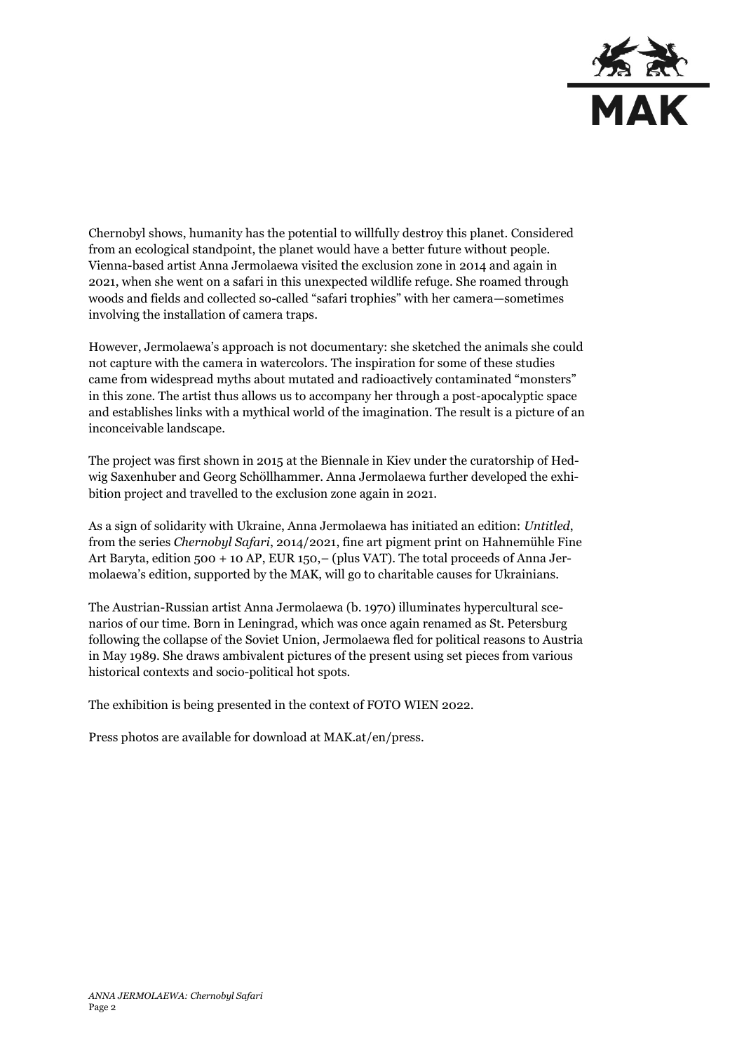Chernobyl shows, humanity has the potential to willfully destroy this planet. Considered from an ecological standpoint, the planet would have a better future without people. Vienna-based artist Anna Jermolaewa visited the exclusion zone in 2014 and again in 2021, when she went on a safari in this unexpected wildlife refuge. She roamed through woods and fields and collected so-called "safari trophies" with her camera—sometimes involving the installation of camera traps.

However, Jermolaewa's approach is not documentary: she sketched the animals she could not capture with the camera in watercolors. The inspiration for some of these studies came from widespread myths about mutated and radioactively contaminated "monsters" in this zone. The artist thus allows us to accompany her through a post-apocalyptic space and establishes links with a mythical world of the imagination. The result is a picture of an inconceivable landscape.

The project was first shown in 2015 at the Biennale in Kiev under the curatorship of Hedwig Saxenhuber and Georg Schöllhammer. Anna Jermolaewa further developed the exhibition project and travelled to the exclusion zone again in 2021.

As a sign of solidarity with Ukraine, Anna Jermolaewa has initiated an edition: *Untitled*, from the series *Chernobyl Safari*, 2014/2021, fine art pigment print on Hahnemühle Fine Art Baryta, edition 500 + 10 AP, EUR 150,– (plus VAT). The total proceeds of Anna Jermolaewa's edition, supported by the MAK, will go to charitable causes for Ukrainians.

The Austrian-Russian artist Anna Jermolaewa (b. 1970) illuminates hypercultural scenarios of our time. Born in Leningrad, which was once again renamed as St. Petersburg following the collapse of the Soviet Union, Jermolaewa fled for political reasons to Austria in May 1989. She draws ambivalent pictures of the present using set pieces from various historical contexts and socio-political hot spots.

The exhibition is being presented in the context of FOTO WIEN 2022.

Press photos are available for download at MAK.at/en/press.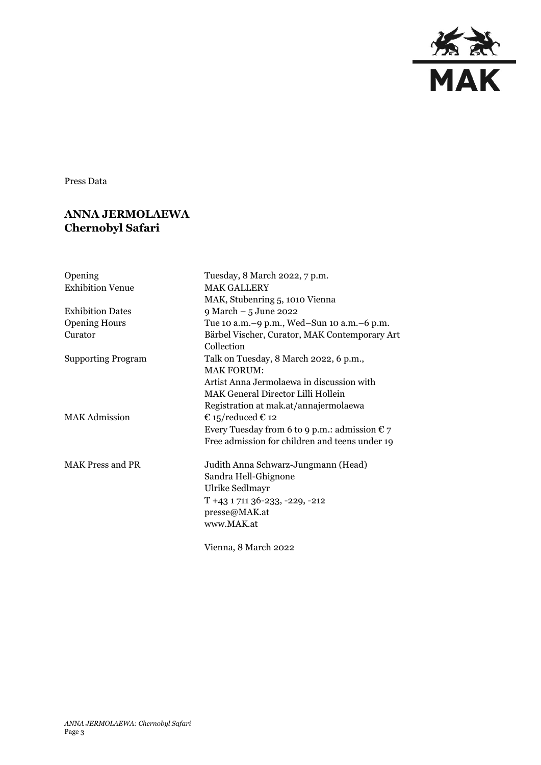Press Data

## ANNA JERMOLAEWA
## Chernobyl Safari

| | |
|---|---|
| Opening | Tuesday, 8 March 2022, 7 p.m. |
| Exhibition Venue | MAK GALLERY<br>MAK, Stubenring 5, 1010 Vienna |
| Exhibition Dates | 9 March – 5 June 2022 |
| Opening Hours | Tue 10 a.m.–9 p.m., Wed–Sun 10 a.m.–6 p.m. |
| Curator | Bärbel Vischer, Curator, MAK Contemporary Art Collection |
| Supporting Program | Talk on Tuesday, 8 March 2022, 6 p.m., MAK FORUM:<br>Artist Anna Jermolaewa in discussion with MAK General Director Lilli Hollein<br>Registration at mak.at/annajermolaewa |
| MAK Admission | € 15/reduced € 12<br>Every Tuesday from 6 to 9 p.m.: admission € 7<br>Free admission for children and teens under 19 |
| MAK Press and PR | Judith Anna Schwarz-Jungmann (Head)<br>Sandra Hell-Ghignone<br>Ulrike Sedlmayr<br>T +43 1 711 36-233, -229, -212<br>presse@MAK.at<br>www.MAK.at |

Vienna, 8 March 2022